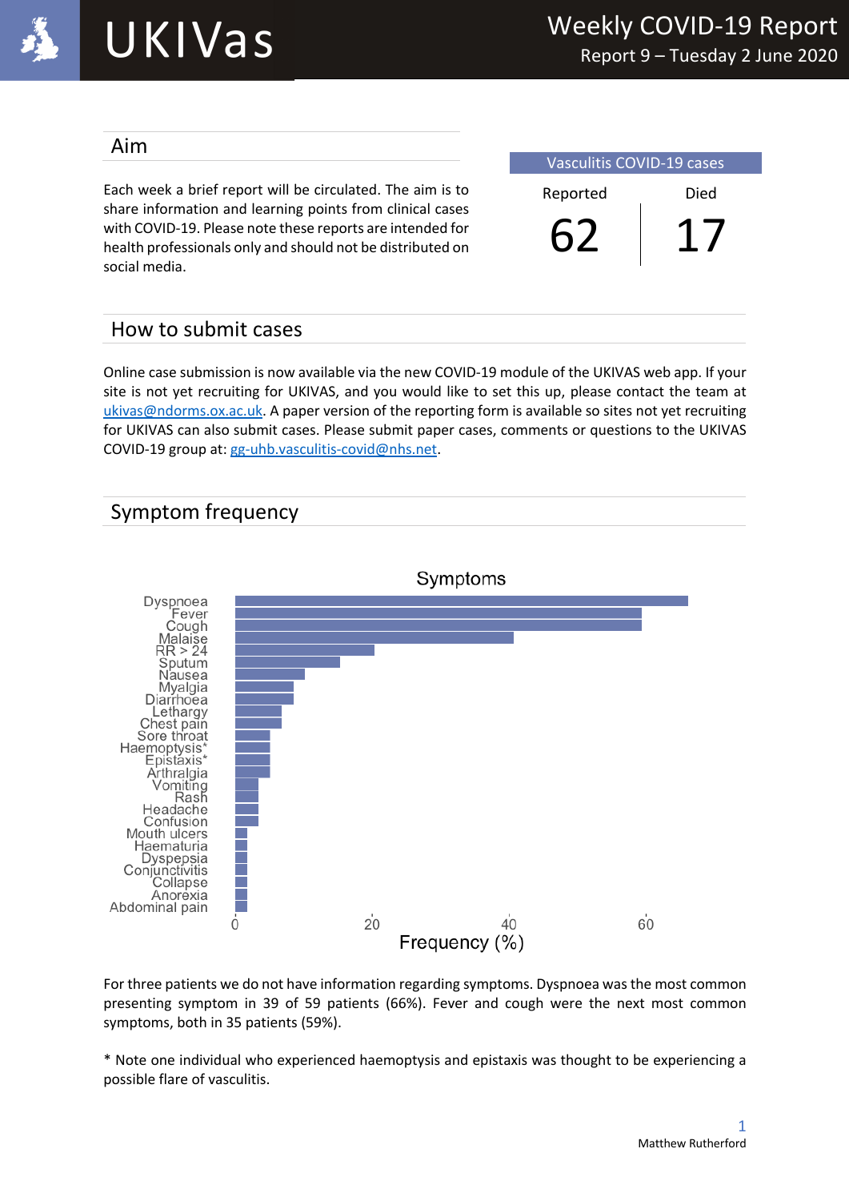# UKIVas

## Weekly COVID-19 Report

Report 9 – Tuesday 2 June 2020

## Aim

Each week a brief report will be circulated. The aim is to share information and learning points from clinical cases with COVID-19. Please note these reports are intended for health professionals only and should not be distributed on social media.

| Vasculitis COVID-19 cases | |
|---|---|
| Reported | Died |
| 62 | 17 |

## How to submit cases

Online case submission is now available via the new COVID-19 module of the UKIVAS web app. If your site is not yet recruiting for UKIVAS, and you would like to set this up, please contact the team at ukivas@ndorms.ox.ac.uk. A paper version of the reporting form is available so sites not yet recruiting for UKIVAS can also submit cases. Please submit paper cases, comments or questions to the UKIVAS COVID-19 group at: gg-uhb.vasculitis-covid@nhs.net.

## Symptom frequency

For three patients we do not have information regarding symptoms. Dyspnoea was the most common presenting symptom in 39 of 59 patients (66%). Fever and cough were the next most common symptoms, both in 35 patients (59%).

* Note one individual who experienced haemoptysis and epistaxis was thought to be experiencing a possible flare of vasculitis.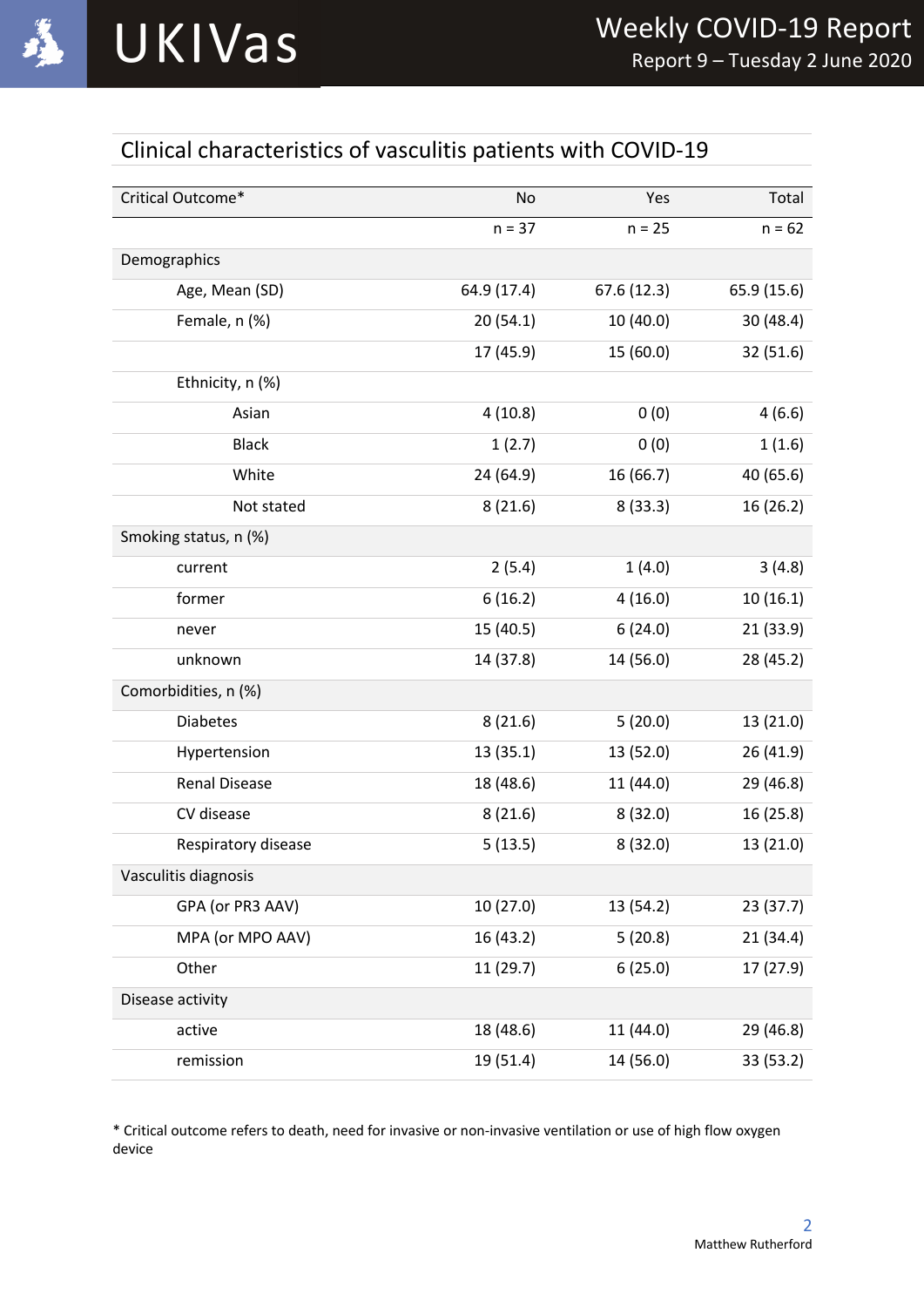## Clinical characteristics of vasculitis patients with COVID-19

| Critical Outcome* | No | Yes | Total |
|---|---|---|---|
| | n = 37 | n = 25 | n = 62 |
| Demographics | | | |
| Age, Mean (SD) | 64.9 (17.4) | 67.6 (12.3) | 65.9 (15.6) |
| Female, n (%) | 20 (54.1) | 10 (40.0) | 30 (48.4) |
| | 17 (45.9) | 15 (60.0) | 32 (51.6) |
| Ethnicity, n (%) | | | |
| Asian | 4 (10.8) | 0 (0) | 4 (6.6) |
| Black | 1 (2.7) | 0 (0) | 1 (1.6) |
| White | 24 (64.9) | 16 (66.7) | 40 (65.6) |
| Not stated | 8 (21.6) | 8 (33.3) | 16 (26.2) |
| Smoking status, n (%) | | | |
| current | 2 (5.4) | 1 (4.0) | 3 (4.8) |
| former | 6 (16.2) | 4 (16.0) | 10 (16.1) |
| never | 15 (40.5) | 6 (24.0) | 21 (33.9) |
| unknown | 14 (37.8) | 14 (56.0) | 28 (45.2) |
| Comorbidities, n (%) | | | |
| Diabetes | 8 (21.6) | 5 (20.0) | 13 (21.0) |
| Hypertension | 13 (35.1) | 13 (52.0) | 26 (41.9) |
| Renal Disease | 18 (48.6) | 11 (44.0) | 29 (46.8) |
| CV disease | 8 (21.6) | 8 (32.0) | 16 (25.8) |
| Respiratory disease | 5 (13.5) | 8 (32.0) | 13 (21.0) |
| Vasculitis diagnosis | | | |
| GPA (or PR3 AAV) | 10 (27.0) | 13 (54.2) | 23 (37.7) |
| MPA (or MPO AAV) | 16 (43.2) | 5 (20.8) | 21 (34.4) |
| Other | 11 (29.7) | 6 (25.0) | 17 (27.9) |
| Disease activity | | | |
| active | 18 (48.6) | 11 (44.0) | 29 (46.8) |
| remission | 19 (51.4) | 14 (56.0) | 33 (53.2) |

* Critical outcome refers to death, need for invasive or non-invasive ventilation or use of high flow oxygen device

Matthew Rutherford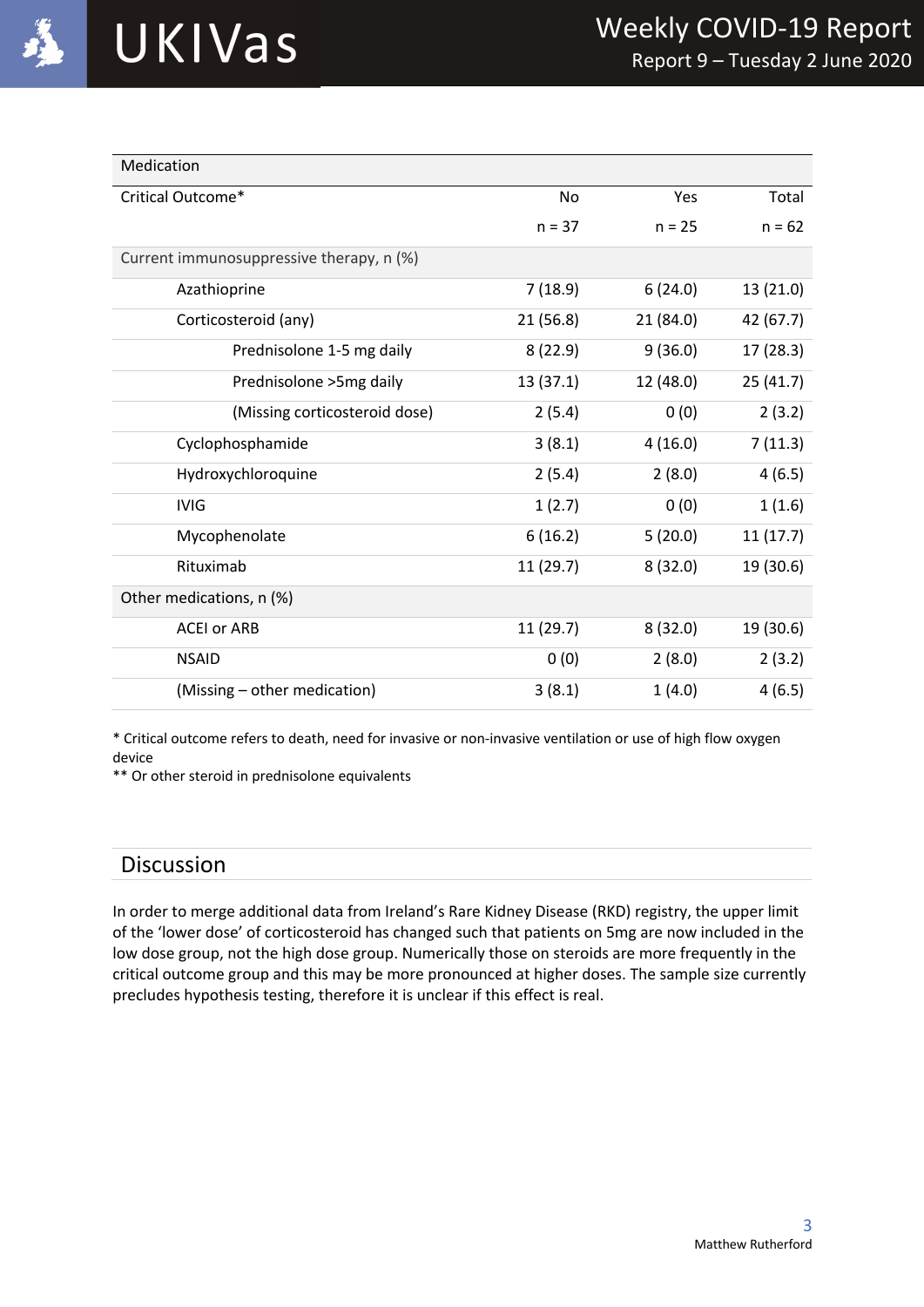| Medication | | | |
|---|---|---|---|
| Critical Outcome* | No | Yes | Total |
| | n = 37 | n = 25 | n = 62 |
| Current immunosuppressive therapy, n (%) | | | |
| Azathioprine | 7 (18.9) | 6 (24.0) | 13 (21.0) |
| Corticosteroid (any) | 21 (56.8) | 21 (84.0) | 42 (67.7) |
| Prednisolone 1-5 mg daily | 8 (22.9) | 9 (36.0) | 17 (28.3) |
| Prednisolone >5mg daily | 13 (37.1) | 12 (48.0) | 25 (41.7) |
| (Missing corticosteroid dose) | 2 (5.4) | 0 (0) | 2 (3.2) |
| Cyclophosphamide | 3 (8.1) | 4 (16.0) | 7 (11.3) |
| Hydroxychloroquine | 2 (5.4) | 2 (8.0) | 4 (6.5) |
| IVIG | 1 (2.7) | 0 (0) | 1 (1.6) |
| Mycophenolate | 6 (16.2) | 5 (20.0) | 11 (17.7) |
| Rituximab | 11 (29.7) | 8 (32.0) | 19 (30.6) |
| Other medications, n (%) | | | |
| ACEI or ARB | 11 (29.7) | 8 (32.0) | 19 (30.6) |
| NSAID | 0 (0) | 2 (8.0) | 2 (3.2) |
| (Missing – other medication) | 3 (8.1) | 1 (4.0) | 4 (6.5) |

* Critical outcome refers to death, need for invasive or non-invasive ventilation or use of high flow oxygen device
** Or other steroid in prednisolone equivalents

## Discussion

In order to merge additional data from Ireland's Rare Kidney Disease (RKD) registry, the upper limit of the 'lower dose' of corticosteroid has changed such that patients on 5mg are now included in the low dose group, not the high dose group. Numerically those on steroids are more frequently in the critical outcome group and this may be more pronounced at higher doses. The sample size currently precludes hypothesis testing, therefore it is unclear if this effect is real.

Matthew Rutherford